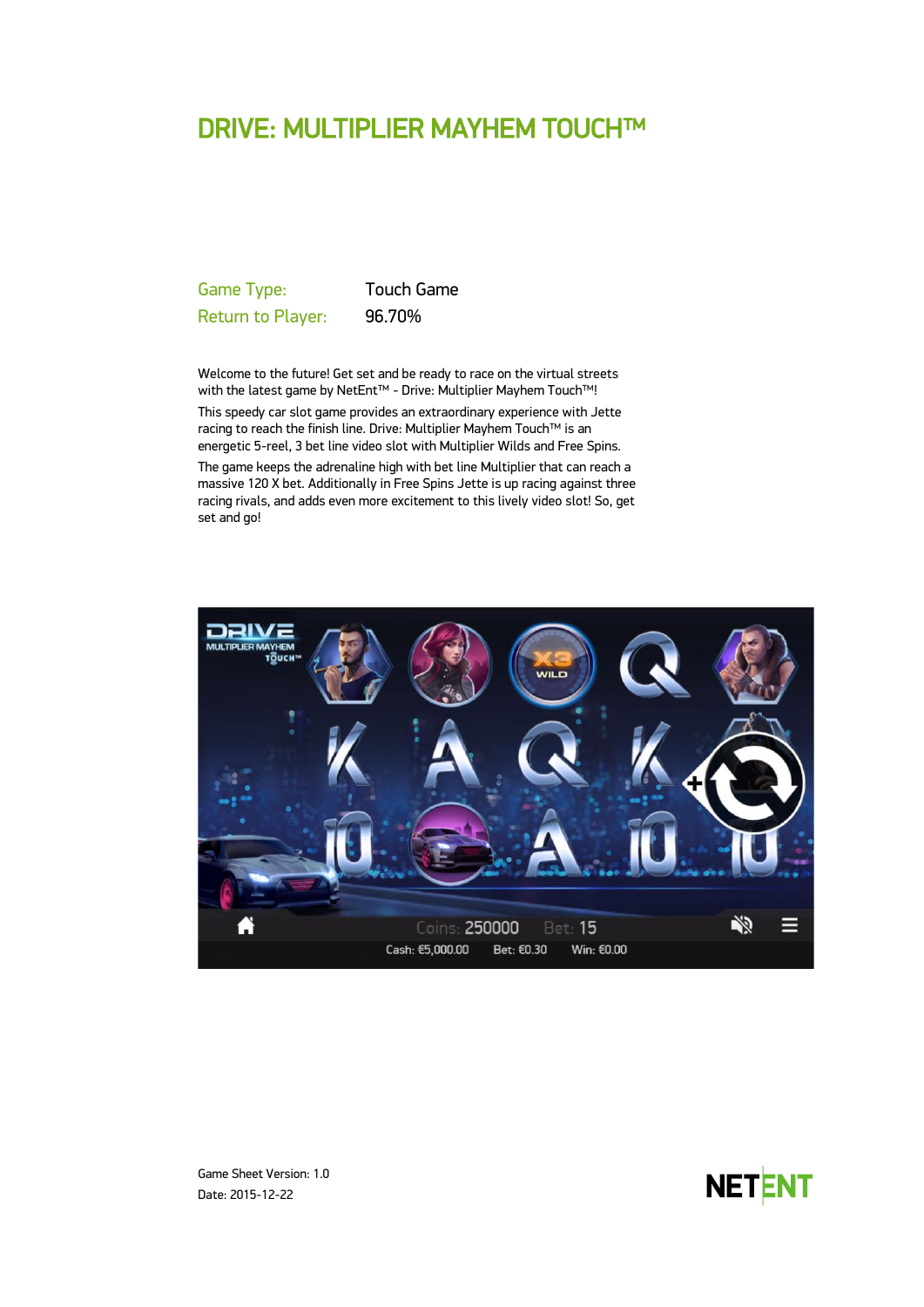# DRIVE: MULTIPLIER MAYHEM TOUCH™

| | |
|---|---|
| Game Type: | Touch Game |
| Return to Player: | 96.70% |

Welcome to the future! Get set and be ready to race on the virtual streets with the latest game by NetEnt™ - Drive: Multiplier Mayhem Touch™!

This speedy car slot game provides an extraordinary experience with Jette racing to reach the finish line. Drive: Multiplier Mayhem Touch™ is an energetic 5-reel, 3 bet line video slot with Multiplier Wilds and Free Spins.

The game keeps the adrenaline high with bet line Multiplier that can reach a massive 120 X bet. Additionally in Free Spins Jette is up racing against three racing rivals, and adds even more excitement to this lively video slot! So, get set and go!

Game Sheet Version: 1.0
Date: 2015-12-22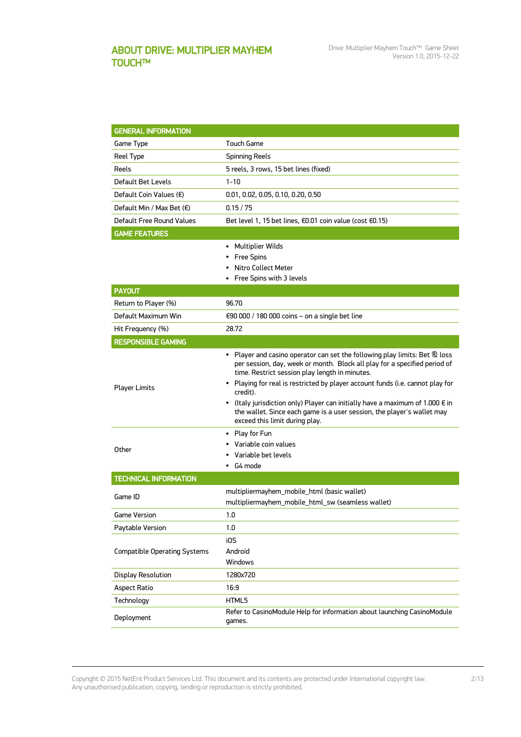# ABOUT DRIVE: MULTIPLIER MAYHEM TOUCH™

| GENERAL INFORMATION | |
|---|---|
| Game Type | Touch Game |
| Reel Type | Spinning Reels |
| Reels | 5 reels, 3 rows, 15 bet lines (fixed) |
| Default Bet Levels | 1-10 |
| Default Coin Values (€) | 0.01, 0.02, 0.05, 0.10, 0.20, 0.50 |
| Default Min / Max Bet (€) | 0.15 / 75 |
| Default Free Round Values | Bet level 1, 15 bet lines, €0.01 coin value (cost €0.15) |
| **GAME FEATURES** | |
| | • Multiplier Wilds<br>• Free Spins<br>• Nitro Collect Meter<br>• Free Spins with 3 levels |
| **PAYOUT** | |
| Return to Player (%) | 96.70 |
| Default Maximum Win | €90 000 / 180 000 coins – on a single bet line |
| Hit Frequency (%) | 28.72 |
| **RESPONSIBLE GAMING** | |
| Player Limits | • Player and casino operator can set the following play limits: Bet & loss per session, day, week or month. Block all play for a specified period of time. Restrict session play length in minutes.<br>• Playing for real is restricted by player account funds (i.e. cannot play for credit).<br>• (Italy jurisdiction only) Player can initially have a maximum of 1.000 € in the wallet. Since each game is a user session, the player's wallet may exceed this limit during play. |
| Other | • Play for Fun<br>• Variable coin values<br>• Variable bet levels<br>• G4 mode |
| **TECHNICAL INFORMATION** | |
| Game ID | multipliermayhem_mobile_html (basic wallet)<br>multipliermayhem_mobile_html_sw (seamless wallet) |
| Game Version | 1.0 |
| Paytable Version | 1.0 |
| Compatible Operating Systems | iOS<br>Android<br>Windows |
| Display Resolution | 1280x720 |
| Aspect Ratio | 16:9 |
| Technology | HTML5 |
| Deployment | Refer to CasinoModule Help for information about launching CasinoModule games. |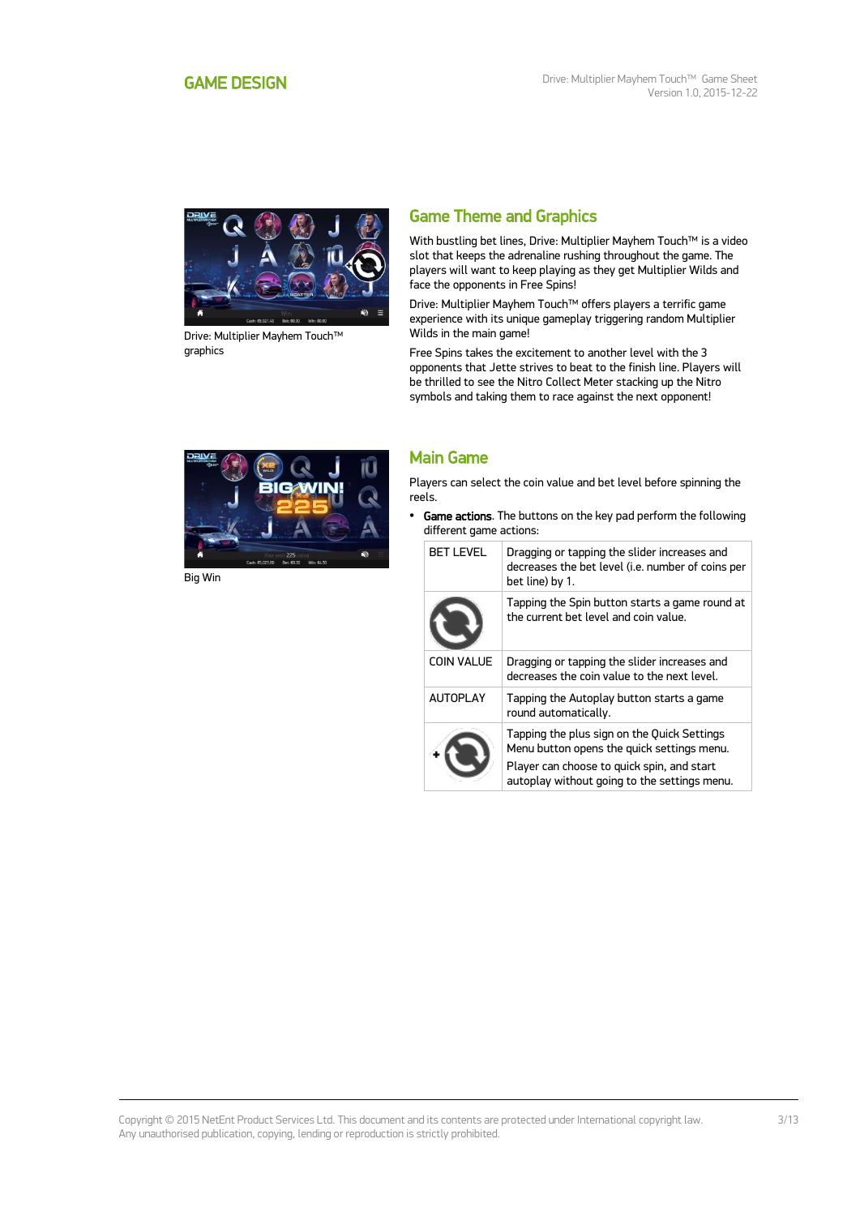## GAME DESIGN

Drive: Multiplier Mayhem Touch™ graphics

## Game Theme and Graphics

With bustling bet lines, Drive: Multiplier Mayhem Touch™ is a video slot that keeps the adrenaline rushing throughout the game. The players will want to keep playing as they get Multiplier Wilds and face the opponents in Free Spins!

Drive: Multiplier Mayhem Touch™ offers players a terrific game experience with its unique gameplay triggering random Multiplier Wilds in the main game!

Free Spins takes the excitement to another level with the 3 opponents that Jette strives to beat to the finish line. Players will be thrilled to see the Nitro Collect Meter stacking up the Nitro symbols and taking them to race against the next opponent!

Big Win

## Main Game

Players can select the coin value and bet level before spinning the reels.

- **Game actions**. The buttons on the key pad perform the following different game actions:

| | |
|---|---|
| BET LEVEL | Dragging or tapping the slider increases and decreases the bet level (i.e. number of coins per bet line) by 1. |
| | Tapping the Spin button starts a game round at the current bet level and coin value. |
| COIN VALUE | Dragging or tapping the slider increases and decreases the coin value to the next level. |
| AUTOPLAY | Tapping the Autoplay button starts a game round automatically. |
| | Tapping the plus sign on the Quick Settings Menu button opens the quick settings menu. Player can choose to quick spin, and start autoplay without going to the settings menu. |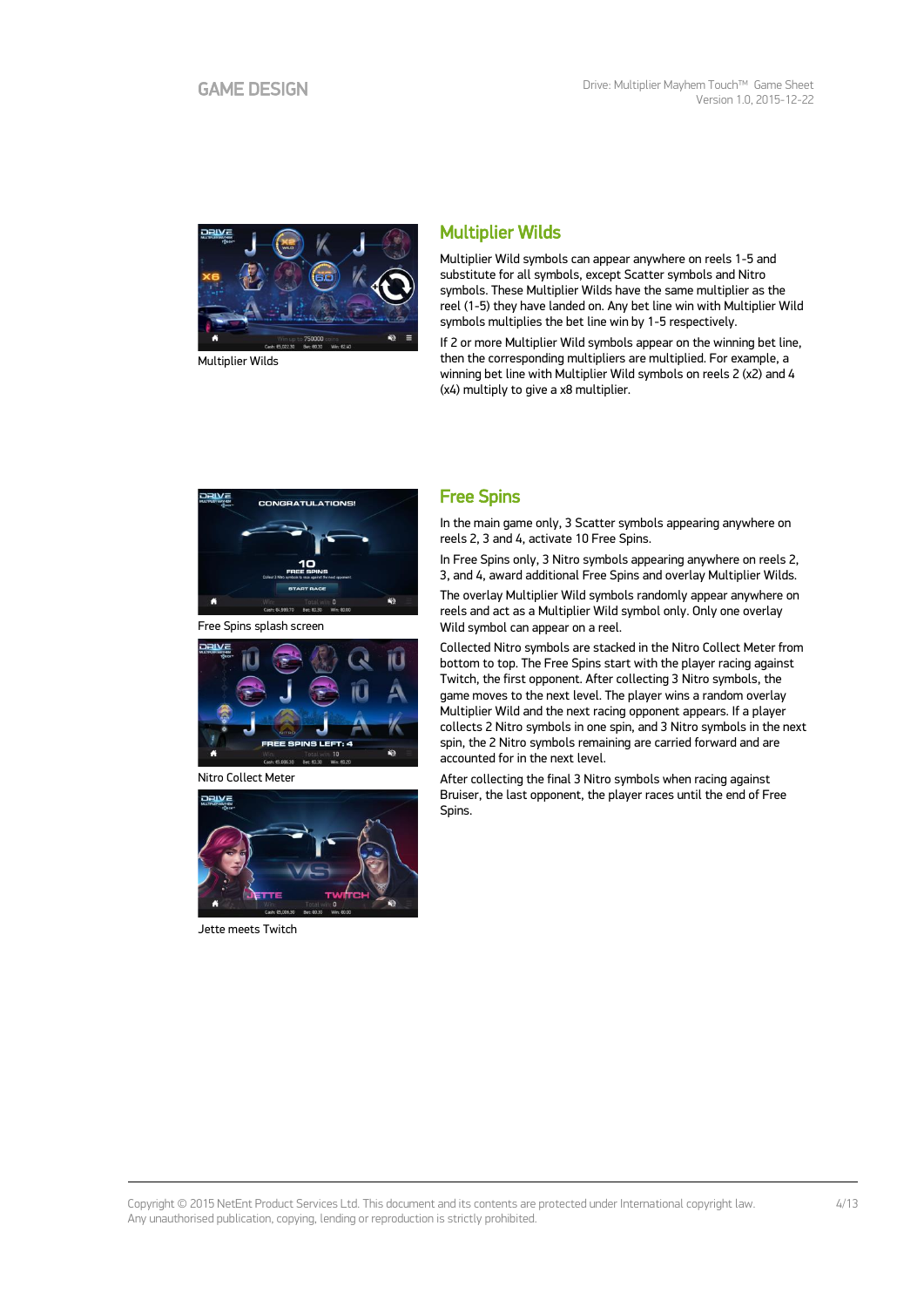Multiplier Wilds

## Multiplier Wilds

Multiplier Wild symbols can appear anywhere on reels 1-5 and substitute for all symbols, except Scatter symbols and Nitro symbols. These Multiplier Wilds have the same multiplier as the reel (1-5) they have landed on. Any bet line win with Multiplier Wild symbols multiplies the bet line win by 1-5 respectively.

If 2 or more Multiplier Wild symbols appear on the winning bet line, then the corresponding multipliers are multiplied. For example, a winning bet line with Multiplier Wild symbols on reels 2 (x2) and 4 (x4) multiply to give a x8 multiplier.

Free Spins splash screen

Nitro Collect Meter

Jette meets Twitch

## Free Spins

In the main game only, 3 Scatter symbols appearing anywhere on reels 2, 3 and 4, activate 10 Free Spins.

In Free Spins only, 3 Nitro symbols appearing anywhere on reels 2, 3, and 4, award additional Free Spins and overlay Multiplier Wilds.

The overlay Multiplier Wild symbols randomly appear anywhere on reels and act as a Multiplier Wild symbol only. Only one overlay Wild symbol can appear on a reel.

Collected Nitro symbols are stacked in the Nitro Collect Meter from bottom to top. The Free Spins start with the player racing against Twitch, the first opponent. After collecting 3 Nitro symbols, the game moves to the next level. The player wins a random overlay Multiplier Wild and the next racing opponent appears. If a player collects 2 Nitro symbols in one spin, and 3 Nitro symbols in the next spin, the 2 Nitro symbols remaining are carried forward and are accounted for in the next level.

After collecting the final 3 Nitro symbols when racing against Bruiser, the last opponent, the player races until the end of Free Spins.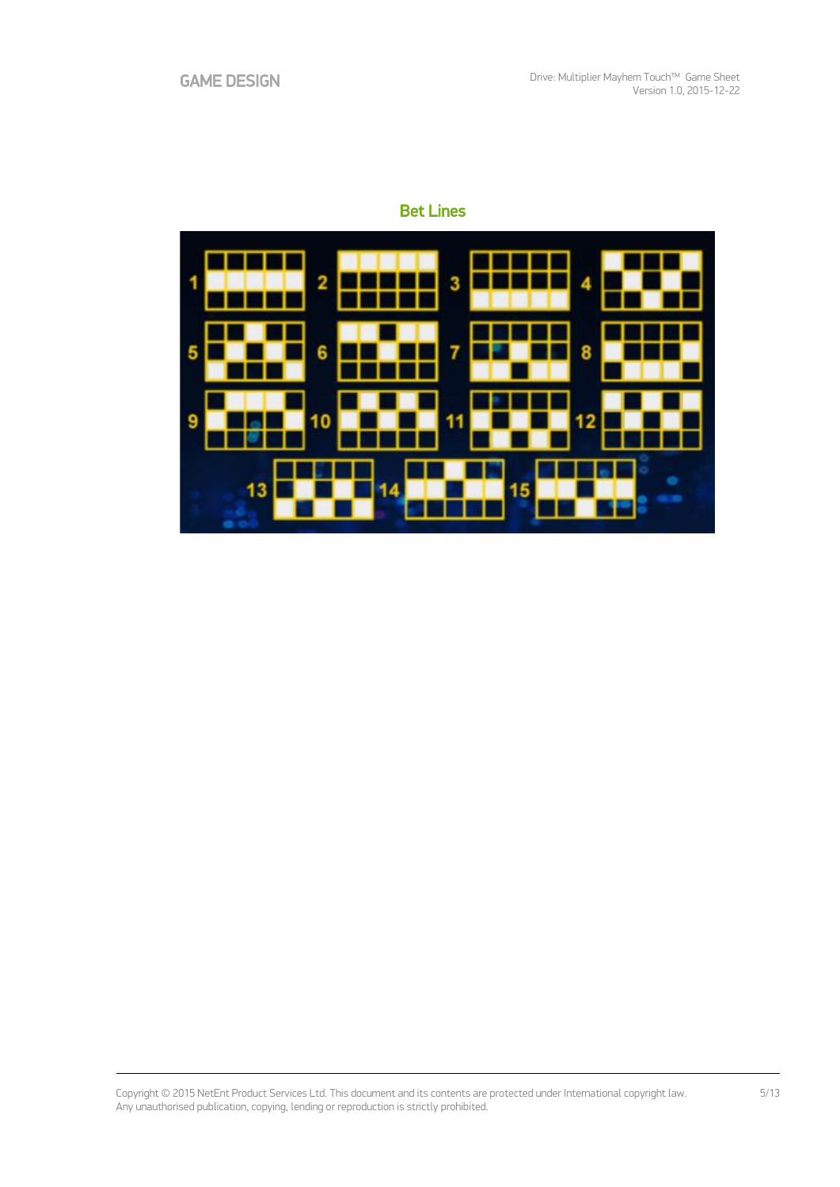## Bet Lines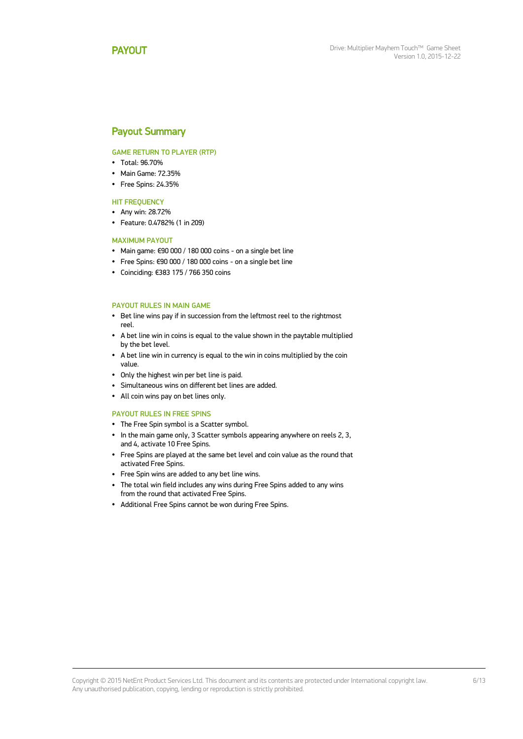# PAYOUT

## Payout Summary

### GAME RETURN TO PLAYER (RTP)

- Total: 96.70%
- Main Game: 72.35%
- Free Spins: 24.35%

### HIT FREQUENCY

- Any win: 28.72%
- Feature: 0.4782% (1 in 209)

### MAXIMUM PAYOUT

- Main game: €90 000 / 180 000 coins - on a single bet line
- Free Spins: €90 000 / 180 000 coins - on a single bet line
- Coinciding: €383 175 / 766 350 coins

### PAYOUT RULES IN MAIN GAME

- Bet line wins pay if in succession from the leftmost reel to the rightmost reel.
- A bet line win in coins is equal to the value shown in the paytable multiplied by the bet level.
- A bet line win in currency is equal to the win in coins multiplied by the coin value.
- Only the highest win per bet line is paid.
- Simultaneous wins on different bet lines are added.
- All coin wins pay on bet lines only.

### PAYOUT RULES IN FREE SPINS

- The Free Spin symbol is a Scatter symbol.
- In the main game only, 3 Scatter symbols appearing anywhere on reels 2, 3, and 4, activate 10 Free Spins.
- Free Spins are played at the same bet level and coin value as the round that activated Free Spins.
- Free Spin wins are added to any bet line wins.
- The total win field includes any wins during Free Spins added to any wins from the round that activated Free Spins.
- Additional Free Spins cannot be won during Free Spins.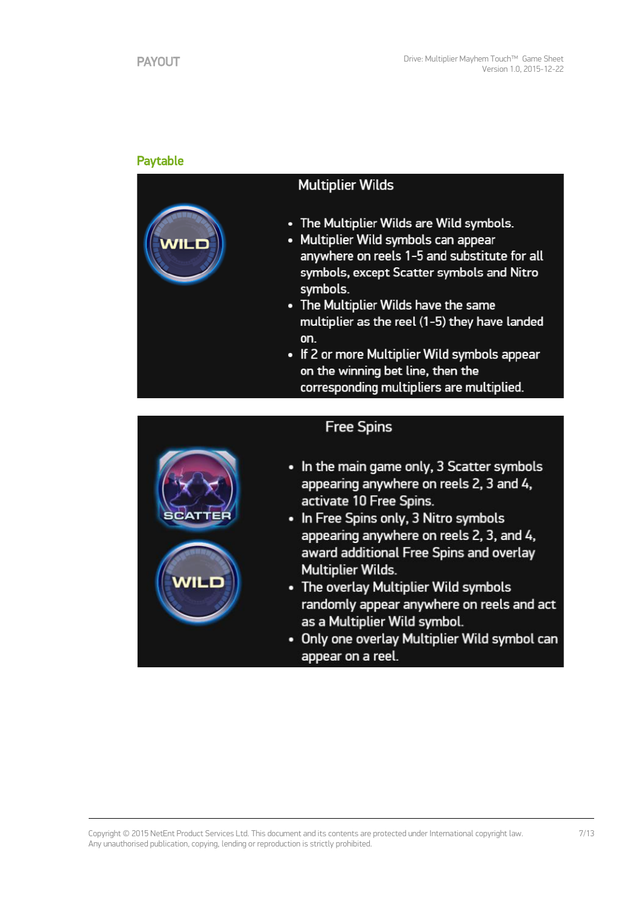## Paytable

### Multiplier Wilds

- The Multiplier Wilds are Wild symbols.
- Multiplier Wild symbols can appear anywhere on reels 1-5 and substitute for all symbols, except Scatter symbols and Nitro symbols.
- The Multiplier Wilds have the same multiplier as the reel (1-5) they have landed on.
- If 2 or more Multiplier Wild symbols appear on the winning bet line, then the corresponding multipliers are multiplied.

### Free Spins

- In the main game only, 3 Scatter symbols appearing anywhere on reels 2, 3 and 4, activate 10 Free Spins.
- In Free Spins only, 3 Nitro symbols appearing anywhere on reels 2, 3, and 4, award additional Free Spins and overlay Multiplier Wilds.
- The overlay Multiplier Wild symbols randomly appear anywhere on reels and act as a Multiplier Wild symbol.
- Only one overlay Multiplier Wild symbol can appear on a reel.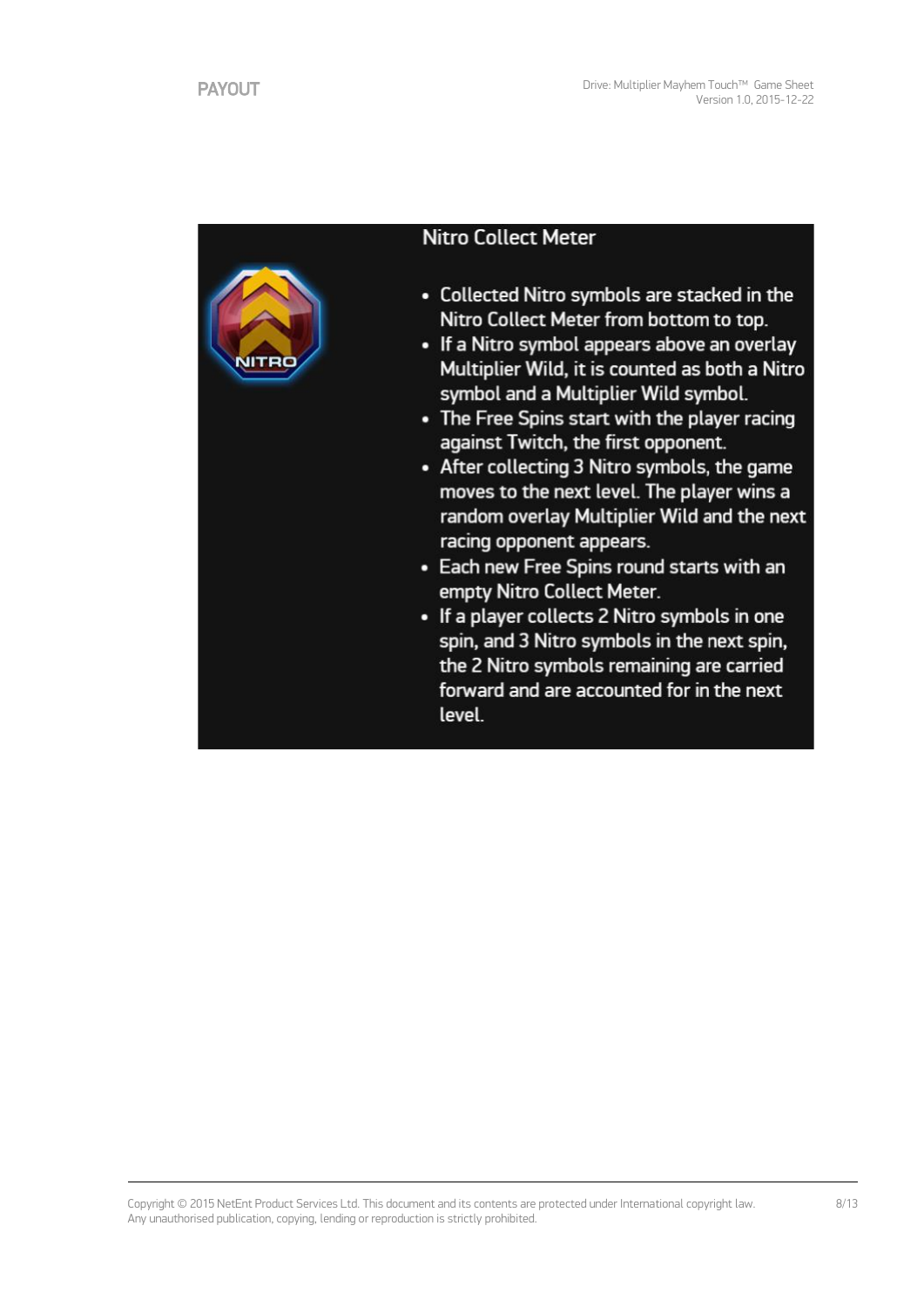## Nitro Collect Meter

- Collected Nitro symbols are stacked in the Nitro Collect Meter from bottom to top.
- If a Nitro symbol appears above an overlay Multiplier Wild, it is counted as both a Nitro symbol and a Multiplier Wild symbol.
- The Free Spins start with the player racing against Twitch, the first opponent.
- After collecting 3 Nitro symbols, the game moves to the next level. The player wins a random overlay Multiplier Wild and the next racing opponent appears.
- Each new Free Spins round starts with an empty Nitro Collect Meter.
- If a player collects 2 Nitro symbols in one spin, and 3 Nitro symbols in the next spin, the 2 Nitro symbols remaining are carried forward and are accounted for in the next level.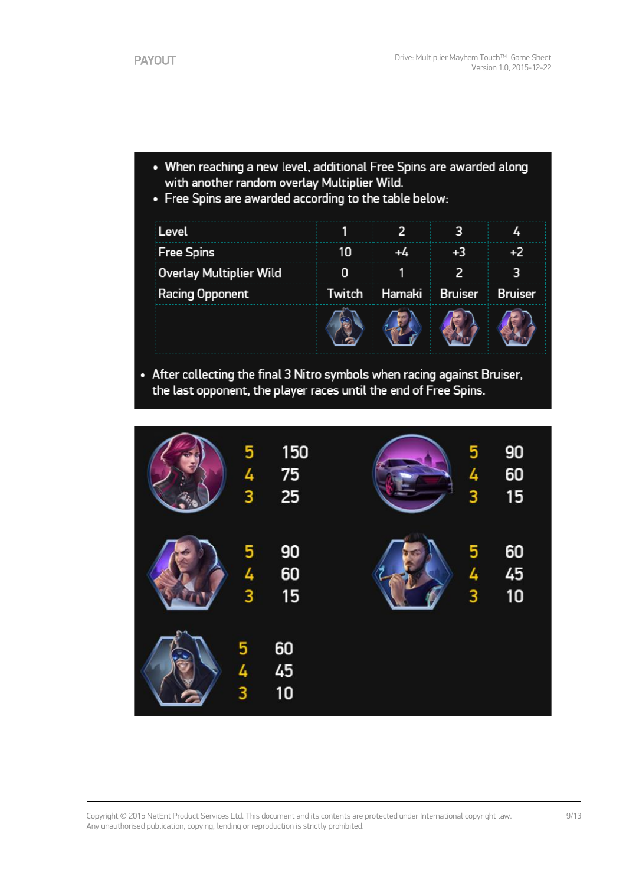## PAYOUT

- When reaching a new level, additional Free Spins are awarded along with another random overlay Multiplier Wild.
- Free Spins are awarded according to the table below:

| Level | 1 | 2 | 3 | 4 |
|---|---|---|---|---|
| Free Spins | 10 | +4 | +3 | +2 |
| Overlay Multiplier Wild | 0 | 1 | 2 | 3 |
| Racing Opponent | Twitch | Hamaki | Bruiser | Bruiser |

- After collecting the final 3 Nitro symbols when racing against Bruiser, the last opponent, the player races until the end of Free Spins.

| | 5 | 4 | 3 |
|---|---|---|---|
| Woman | 150 | 75 | 25 |
| Car | 90 | 60 | 15 |
| Bruiser | 90 | 60 | 15 |
| Hamaki | 60 | 45 | 10 |
| Twitch | 60 | 45 | 10 |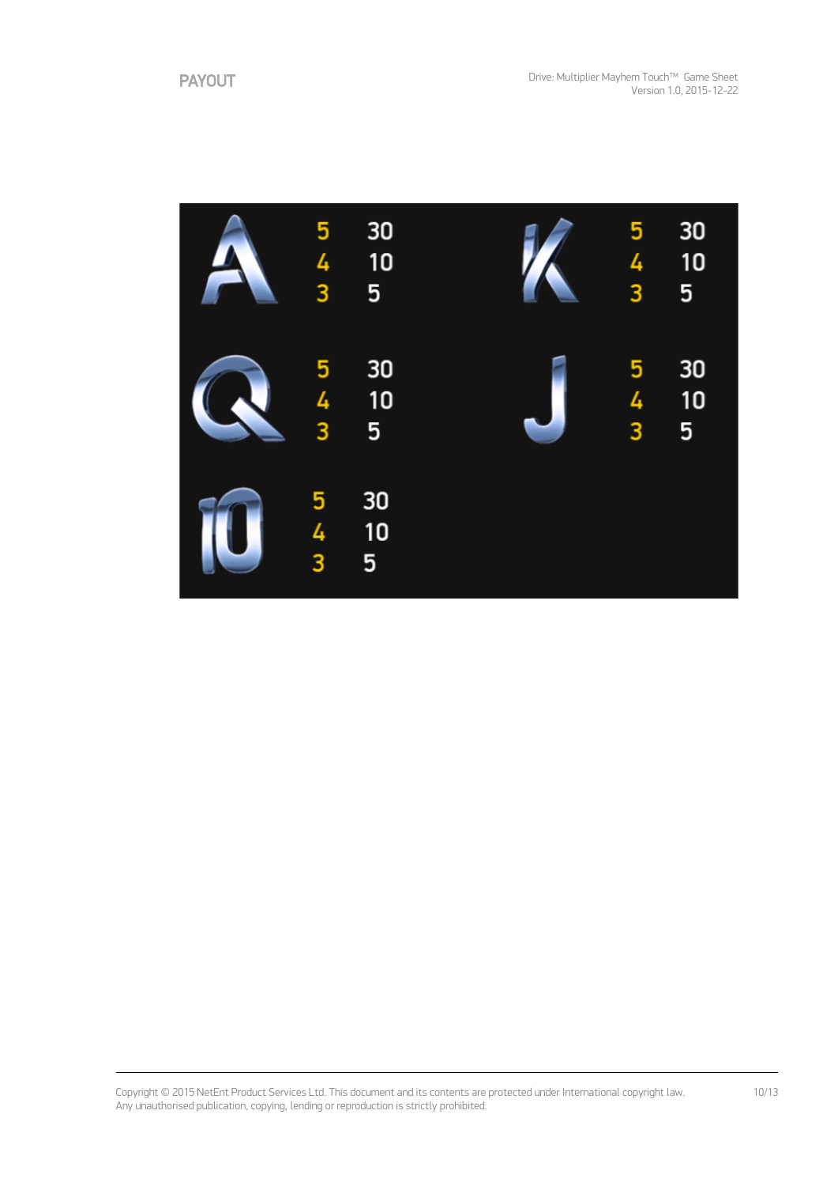## PAYOUT

| Symbol | Count | Payout |
|---|---|---|
| A | 5 | 30 |
| | 4 | 10 |
| | 3 | 5 |
| K | 5 | 30 |
| | 4 | 10 |
| | 3 | 5 |
| Q | 5 | 30 |
| | 4 | 10 |
| | 3 | 5 |
| J | 5 | 30 |
| | 4 | 10 |
| | 3 | 5 |
| 10 | 5 | 30 |
| | 4 | 10 |
| | 3 | 5 |

Copyright © 2015 NetEnt Product Services Ltd. This document and its contents are protected under International copyright law. Any unauthorised publication, copying, lending or reproduction is strictly prohibited.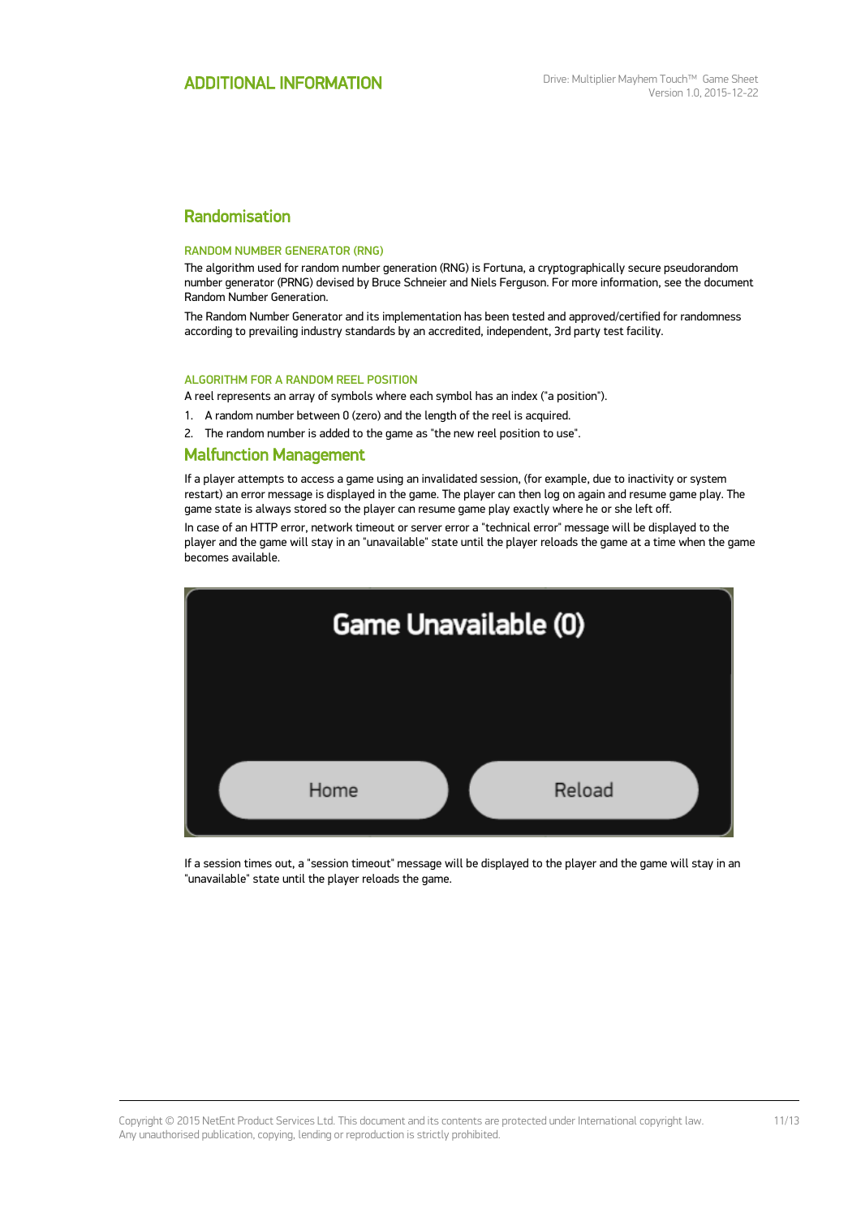# ADDITIONAL INFORMATION

## Randomisation

### RANDOM NUMBER GENERATOR (RNG)

The algorithm used for random number generation (RNG) is Fortuna, a cryptographically secure pseudorandom number generator (PRNG) devised by Bruce Schneier and Niels Ferguson. For more information, see the document Random Number Generation.

The Random Number Generator and its implementation has been tested and approved/certified for randomness according to prevailing industry standards by an accredited, independent, 3rd party test facility.

### ALGORITHM FOR A RANDOM REEL POSITION

A reel represents an array of symbols where each symbol has an index ("a position").

1. A random number between 0 (zero) and the length of the reel is acquired.
2. The random number is added to the game as "the new reel position to use".

## Malfunction Management

If a player attempts to access a game using an invalidated session, (for example, due to inactivity or system restart) an error message is displayed in the game. The player can then log on again and resume game play. The game state is always stored so the player can resume game play exactly where he or she left off.

In case of an HTTP error, network timeout or server error a "technical error" message will be displayed to the player and the game will stay in an "unavailable" state until the player reloads the game at a time when the game becomes available.

Game Unavailable (0)

Home | Reload

If a session times out, a "session timeout" message will be displayed to the player and the game will stay in an "unavailable" state until the player reloads the game.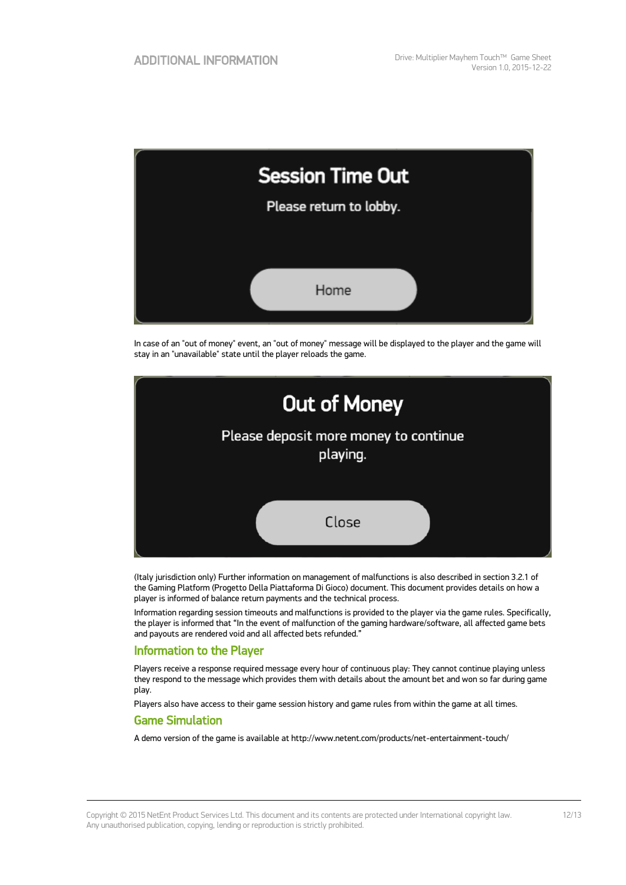Session Time Out

Please return to lobby.

Home

In case of an "out of money" event, an "out of money" message will be displayed to the player and the game will stay in an "unavailable" state until the player reloads the game.

Out of Money

Please deposit more money to continue playing.

Close

(Italy jurisdiction only) Further information on management of malfunctions is also described in section 3.2.1 of the Gaming Platform (Progetto Della Piattaforma Di Gioco) document. This document provides details on how a player is informed of balance return payments and the technical process.

Information regarding session timeouts and malfunctions is provided to the player via the game rules. Specifically, the player is informed that "In the event of malfunction of the gaming hardware/software, all affected game bets and payouts are rendered void and all affected bets refunded."

## Information to the Player

Players receive a response required message every hour of continuous play: They cannot continue playing unless they respond to the message which provides them with details about the amount bet and won so far during game play.

Players also have access to their game session history and game rules from within the game at all times.

## Game Simulation

A demo version of the game is available at http://www.netent.com/products/net-entertainment-touch/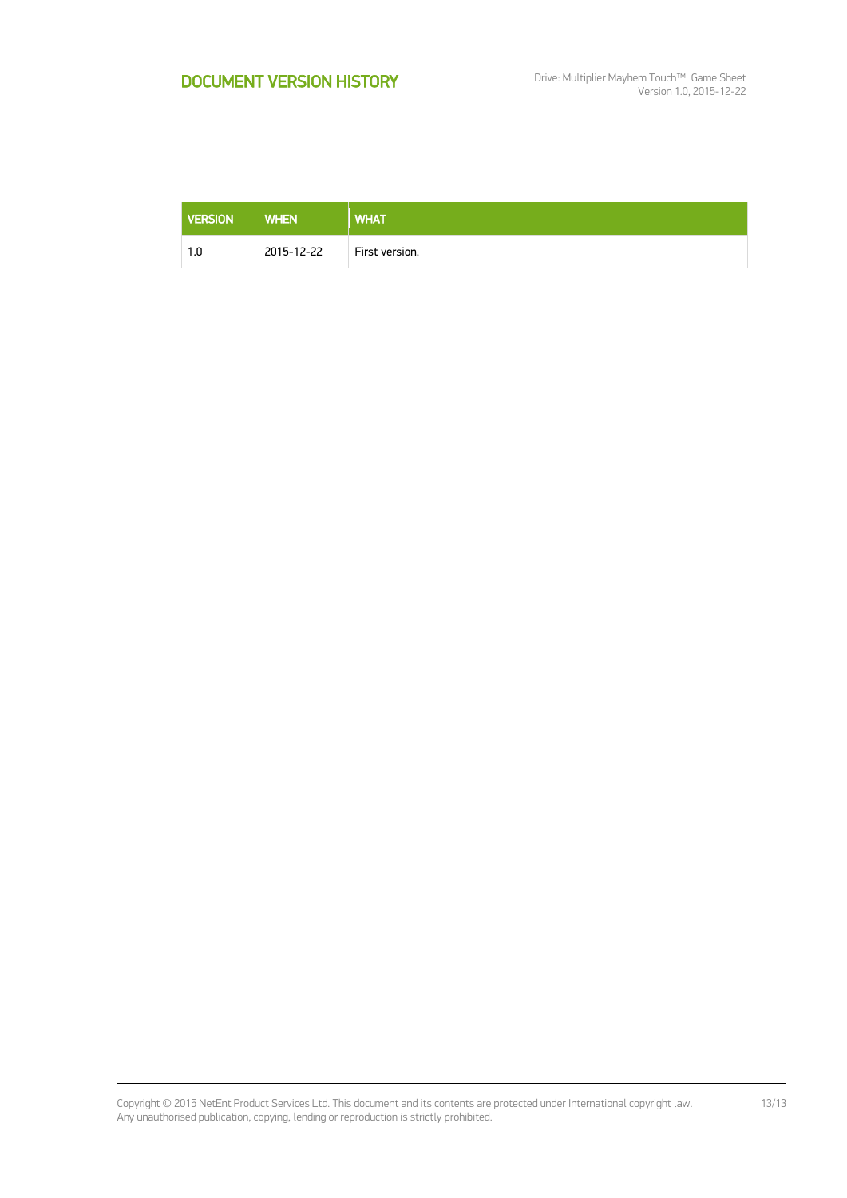# DOCUMENT VERSION HISTORY

| VERSION | WHEN | WHAT |
|---|---|---|
| 1.0 | 2015-12-22 | First version. |